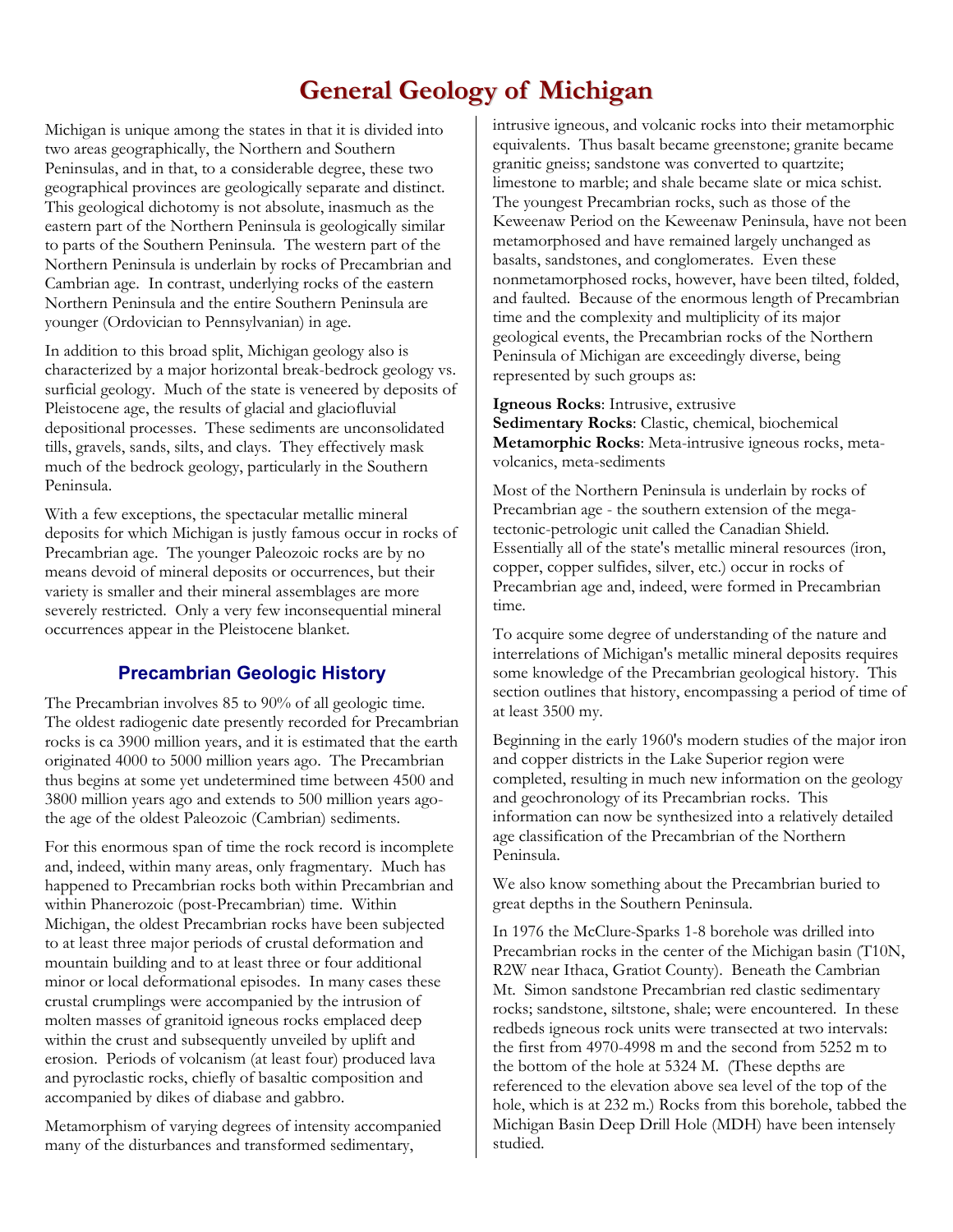# General Geology of Michigan

Michigan is unique among the states in that it is divided into two areas geographically, the Northern and Southern Peninsulas, and in that, to a considerable degree, these two geographical provinces are geologically separate and distinct. This geological dichotomy is not absolute, inasmuch as the eastern part of the Northern Peninsula is geologically similar to parts of the Southern Peninsula. The western part of the Northern Peninsula is underlain by rocks of Precambrian and Cambrian age. In contrast, underlying rocks of the eastern Northern Peninsula and the entire Southern Peninsula are younger (Ordovician to Pennsylvanian) in age.

In addition to this broad split, Michigan geology also is characterized by a major horizontal break-bedrock geology vs. surficial geology. Much of the state is veneered by deposits of Pleistocene age, the results of glacial and glaciofluvial depositional processes. These sediments are unconsolidated tills, gravels, sands, silts, and clays. They effectively mask much of the bedrock geology, particularly in the Southern Peninsula.

With a few exceptions, the spectacular metallic mineral deposits for which Michigan is justly famous occur in rocks of Precambrian age. The younger Paleozoic rocks are by no means devoid of mineral deposits or occurrences, but their variety is smaller and their mineral assemblages are more severely restricted. Only a very few inconsequential mineral occurrences appear in the Pleistocene blanket.

## Precambrian Geologic History

The Precambrian involves 85 to 90% of all geologic time. The oldest radiogenic date presently recorded for Precambrian rocks is ca 3900 million years, and it is estimated that the earth originated 4000 to 5000 million years ago. The Precambrian thus begins at some yet undetermined time between 4500 and 3800 million years ago and extends to 500 million years ago-the age of the oldest Paleozoic (Cambrian) sediments.

For this enormous span of time the rock record is incomplete and, indeed, within many areas, only fragmentary. Much has happened to Precambrian rocks both within Precambrian and within Phanerozoic (post-Precambrian) time. Within Michigan, the oldest Precambrian rocks have been subjected to at least three major periods of crustal deformation and mountain building and to at least three or four additional minor or local deformational episodes. In many cases these crustal crumplings were accompanied by the intrusion of molten masses of granitoid igneous rocks emplaced deep within the crust and subsequently unveiled by uplift and erosion. Periods of volcanism (at least four) produced lava and pyroclastic rocks, chiefly of basaltic composition and accompanied by dikes of diabase and gabbro.

Metamorphism of varying degrees of intensity accompanied many of the disturbances and transformed sedimentary, intrusive igneous, and volcanic rocks into their metamorphic equivalents. Thus basalt became greenstone; granite became granitic gneiss; sandstone was converted to quartzite; limestone to marble; and shale became slate or mica schist. The youngest Precambrian rocks, such as those of the Keweenaw Period on the Keweenaw Peninsula, have not been metamorphosed and have remained largely unchanged as basalts, sandstones, and conglomerates. Even these nonmetamorphosed rocks, however, have been tilted, folded, and faulted. Because of the enormous length of Precambrian time and the complexity and multiplicity of its major geological events, the Precambrian rocks of the Northern Peninsula of Michigan are exceedingly diverse, being represented by such groups as:

**Igneous Rocks**: Intrusive, extrusive
**Sedimentary Rocks**: Clastic, chemical, biochemical
**Metamorphic Rocks**: Meta-intrusive igneous rocks, meta-volcanics, meta-sediments

Most of the Northern Peninsula is underlain by rocks of Precambrian age - the southern extension of the mega-tectonic-petrologic unit called the Canadian Shield. Essentially all of the state's metallic mineral resources (iron, copper, copper sulfides, silver, etc.) occur in rocks of Precambrian age and, indeed, were formed in Precambrian time.

To acquire some degree of understanding of the nature and interrelations of Michigan's metallic mineral deposits requires some knowledge of the Precambrian geological history. This section outlines that history, encompassing a period of time of at least 3500 my.

Beginning in the early 1960's modern studies of the major iron and copper districts in the Lake Superior region were completed, resulting in much new information on the geology and geochronology of its Precambrian rocks. This information can now be synthesized into a relatively detailed age classification of the Precambrian of the Northern Peninsula.

We also know something about the Precambrian buried to great depths in the Southern Peninsula.

In 1976 the McClure-Sparks 1-8 borehole was drilled into Precambrian rocks in the center of the Michigan basin (T10N, R2W near Ithaca, Gratiot County). Beneath the Cambrian Mt. Simon sandstone Precambrian red clastic sedimentary rocks; sandstone, siltstone, shale; were encountered. In these redbeds igneous rock units were transected at two intervals: the first from 4970-4998 m and the second from 5252 m to the bottom of the hole at 5324 M. (These depths are referenced to the elevation above sea level of the top of the hole, which is at 232 m.) Rocks from this borehole, tabbed the Michigan Basin Deep Drill Hole (MDH) have been intensely studied.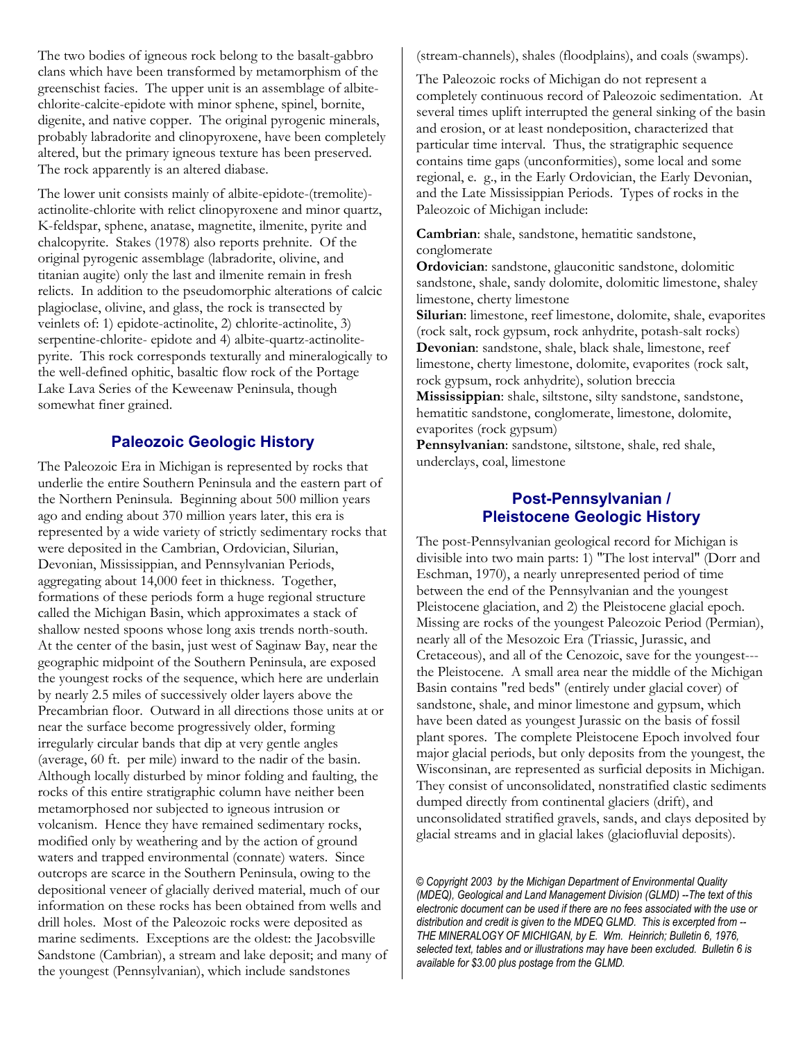The two bodies of igneous rock belong to the basalt-gabbro clans which have been transformed by metamorphism of the greenschist facies. The upper unit is an assemblage of albite-chlorite-calcite-epidote with minor sphene, spinel, bornite, digenite, and native copper. The original pyrogenic minerals, probably labradorite and clinopyroxene, have been completely altered, but the primary igneous texture has been preserved. The rock apparently is an altered diabase.

The lower unit consists mainly of albite-epidote-(tremolite)-actinolite-chlorite with relict clinopyroxene and minor quartz, K-feldspar, sphene, anatase, magnetite, ilmenite, pyrite and chalcopyrite. Stakes (1978) also reports prehnite. Of the original pyrogenic assemblage (labradorite, olivine, and titanian augite) only the last and ilmenite remain in fresh relicts. In addition to the pseudomorphic alterations of calcic plagioclase, olivine, and glass, the rock is transected by veinlets of: 1) epidote-actinolite, 2) chlorite-actinolite, 3) serpentine-chlorite- epidote and 4) albite-quartz-actinolite-pyrite. This rock corresponds texturally and mineralogically to the well-defined ophitic, basaltic flow rock of the Portage Lake Lava Series of the Keweenaw Peninsula, though somewhat finer grained.

## Paleozoic Geologic History

The Paleozoic Era in Michigan is represented by rocks that underlie the entire Southern Peninsula and the eastern part of the Northern Peninsula. Beginning about 500 million years ago and ending about 370 million years later, this era is represented by a wide variety of strictly sedimentary rocks that were deposited in the Cambrian, Ordovician, Silurian, Devonian, Mississippian, and Pennsylvanian Periods, aggregating about 14,000 feet in thickness. Together, formations of these periods form a huge regional structure called the Michigan Basin, which approximates a stack of shallow nested spoons whose long axis trends north-south. At the center of the basin, just west of Saginaw Bay, near the geographic midpoint of the Southern Peninsula, are exposed the youngest rocks of the sequence, which here are underlain by nearly 2.5 miles of successively older layers above the Precambrian floor. Outward in all directions those units at or near the surface become progressively older, forming irregularly circular bands that dip at very gentle angles (average, 60 ft. per mile) inward to the nadir of the basin. Although locally disturbed by minor folding and faulting, the rocks of this entire stratigraphic column have neither been metamorphosed nor subjected to igneous intrusion or volcanism. Hence they have remained sedimentary rocks, modified only by weathering and by the action of ground waters and trapped environmental (connate) waters. Since outcrops are scarce in the Southern Peninsula, owing to the depositional veneer of glacially derived material, much of our information on these rocks has been obtained from wells and drill holes. Most of the Paleozoic rocks were deposited as marine sediments. Exceptions are the oldest: the Jacobsville Sandstone (Cambrian), a stream and lake deposit; and many of the youngest (Pennsylvanian), which include sandstones (stream-channels), shales (floodplains), and coals (swamps).

The Paleozoic rocks of Michigan do not represent a completely continuous record of Paleozoic sedimentation. At several times uplift interrupted the general sinking of the basin and erosion, or at least nondeposition, characterized that particular time interval. Thus, the stratigraphic sequence contains time gaps (unconformities), some local and some regional, e. g., in the Early Ordovician, the Early Devonian, and the Late Mississippian Periods. Types of rocks in the Paleozoic of Michigan include:

**Cambrian**: shale, sandstone, hematitic sandstone, conglomerate
**Ordovician**: sandstone, glauconitic sandstone, dolomitic sandstone, shale, sandy dolomite, dolomitic limestone, shaley limestone, cherty limestone
**Silurian**: limestone, reef limestone, dolomite, shale, evaporites (rock salt, rock gypsum, rock anhydrite, potash-salt rocks)
**Devonian**: sandstone, shale, black shale, limestone, reef limestone, cherty limestone, dolomite, evaporites (rock salt, rock gypsum, rock anhydrite), solution breccia
**Mississippian**: shale, siltstone, silty sandstone, sandstone, hematitic sandstone, conglomerate, limestone, dolomite, evaporites (rock gypsum)
**Pennsylvanian**: sandstone, siltstone, shale, red shale, underclays, coal, limestone

## Post-Pennsylvanian / Pleistocene Geologic History

The post-Pennsylvanian geological record for Michigan is divisible into two main parts: 1) "The lost interval" (Dorr and Eschman, 1970), a nearly unrepresented period of time between the end of the Pennsylvanian and the youngest Pleistocene glaciation, and 2) the Pleistocene glacial epoch. Missing are rocks of the youngest Paleozoic Period (Permian), nearly all of the Mesozoic Era (Triassic, Jurassic, and Cretaceous), and all of the Cenozoic, save for the youngest---the Pleistocene. A small area near the middle of the Michigan Basin contains "red beds" (entirely under glacial cover) of sandstone, shale, and minor limestone and gypsum, which have been dated as youngest Jurassic on the basis of fossil plant spores. The complete Pleistocene Epoch involved four major glacial periods, but only deposits from the youngest, the Wisconsinan, are represented as surficial deposits in Michigan. They consist of unconsolidated, nonstratified clastic sediments dumped directly from continental glaciers (drift), and unconsolidated stratified gravels, sands, and clays deposited by glacial streams and in glacial lakes (glaciofluvial deposits).

*© Copyright 2003 by the Michigan Department of Environmental Quality (MDEQ), Geological and Land Management Division (GLMD) --The text of this electronic document can be used if there are no fees associated with the use or distribution and credit is given to the MDEQ GLMD. This is excerpted from -- THE MINERALOGY OF MICHIGAN, by E. Wm. Heinrich; Bulletin 6, 1976, selected text, tables and or illustrations may have been excluded. Bulletin 6 is available for $3.00 plus postage from the GLMD.*